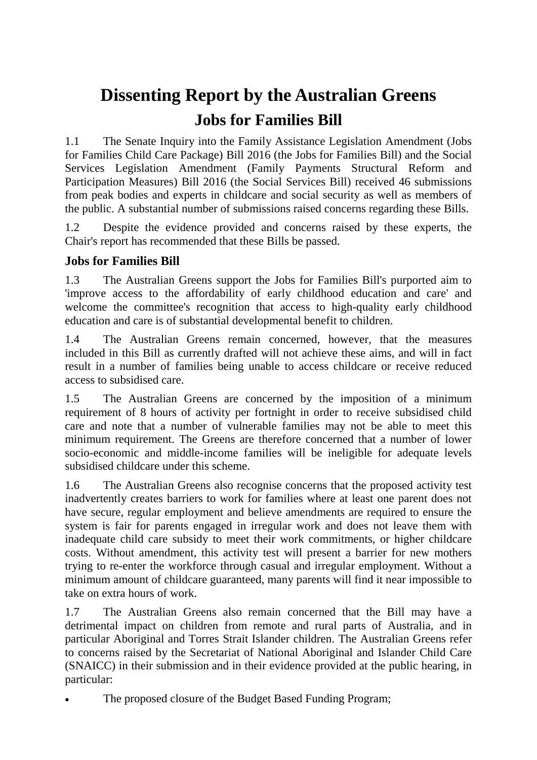# Dissenting Report by the Australian Greens

## Jobs for Families Bill

1.1 The Senate Inquiry into the Family Assistance Legislation Amendment (Jobs for Families Child Care Package) Bill 2016 (the Jobs for Families Bill) and the Social Services Legislation Amendment (Family Payments Structural Reform and Participation Measures) Bill 2016 (the Social Services Bill) received 46 submissions from peak bodies and experts in childcare and social security as well as members of the public. A substantial number of submissions raised concerns regarding these Bills.

1.2 Despite the evidence provided and concerns raised by these experts, the Chair's report has recommended that these Bills be passed.

### Jobs for Families Bill

1.3 The Australian Greens support the Jobs for Families Bill's purported aim to 'improve access to the affordability of early childhood education and care' and welcome the committee's recognition that access to high-quality early childhood education and care is of substantial developmental benefit to children.

1.4 The Australian Greens remain concerned, however, that the measures included in this Bill as currently drafted will not achieve these aims, and will in fact result in a number of families being unable to access childcare or receive reduced access to subsidised care.

1.5 The Australian Greens are concerned by the imposition of a minimum requirement of 8 hours of activity per fortnight in order to receive subsidised child care and note that a number of vulnerable families may not be able to meet this minimum requirement. The Greens are therefore concerned that a number of lower socio-economic and middle-income families will be ineligible for adequate levels subsidised childcare under this scheme.

1.6 The Australian Greens also recognise concerns that the proposed activity test inadvertently creates barriers to work for families where at least one parent does not have secure, regular employment and believe amendments are required to ensure the system is fair for parents engaged in irregular work and does not leave them with inadequate child care subsidy to meet their work commitments, or higher childcare costs. Without amendment, this activity test will present a barrier for new mothers trying to re-enter the workforce through casual and irregular employment. Without a minimum amount of childcare guaranteed, many parents will find it near impossible to take on extra hours of work.

1.7 The Australian Greens also remain concerned that the Bill may have a detrimental impact on children from remote and rural parts of Australia, and in particular Aboriginal and Torres Strait Islander children. The Australian Greens refer to concerns raised by the Secretariat of National Aboriginal and Islander Child Care (SNAICC) in their submission and in their evidence provided at the public hearing, in particular:

- The proposed closure of the Budget Based Funding Program;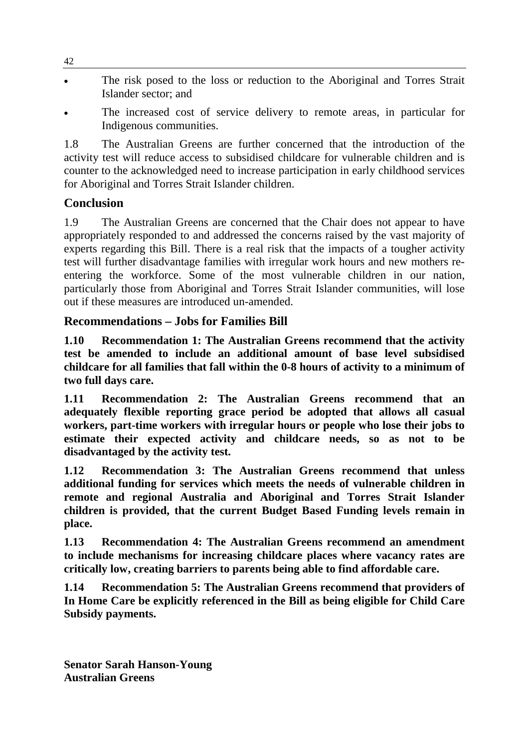- The risk posed to the loss or reduction to the Aboriginal and Torres Strait Islander sector; and
- The increased cost of service delivery to remote areas, in particular for Indigenous communities.

1.8 The Australian Greens are further concerned that the introduction of the activity test will reduce access to subsidised childcare for vulnerable children and is counter to the acknowledged need to increase participation in early childhood services for Aboriginal and Torres Strait Islander children.

## Conclusion

1.9 The Australian Greens are concerned that the Chair does not appear to have appropriately responded to and addressed the concerns raised by the vast majority of experts regarding this Bill. There is a real risk that the impacts of a tougher activity test will further disadvantage families with irregular work hours and new mothers re-entering the workforce. Some of the most vulnerable children in our nation, particularly those from Aboriginal and Torres Strait Islander communities, will lose out if these measures are introduced un-amended.

## Recommendations – Jobs for Families Bill

**1.10 Recommendation 1: The Australian Greens recommend that the activity test be amended to include an additional amount of base level subsidised childcare for all families that fall within the 0-8 hours of activity to a minimum of two full days care.**

**1.11 Recommendation 2: The Australian Greens recommend that an adequately flexible reporting grace period be adopted that allows all casual workers, part-time workers with irregular hours or people who lose their jobs to estimate their expected activity and childcare needs, so as not to be disadvantaged by the activity test.**

**1.12 Recommendation 3: The Australian Greens recommend that unless additional funding for services which meets the needs of vulnerable children in remote and regional Australia and Aboriginal and Torres Strait Islander children is provided, that the current Budget Based Funding levels remain in place.**

**1.13 Recommendation 4: The Australian Greens recommend an amendment to include mechanisms for increasing childcare places where vacancy rates are critically low, creating barriers to parents being able to find affordable care.**

**1.14 Recommendation 5: The Australian Greens recommend that providers of In Home Care be explicitly referenced in the Bill as being eligible for Child Care Subsidy payments.**

**Senator Sarah Hanson-Young**
**Australian Greens**